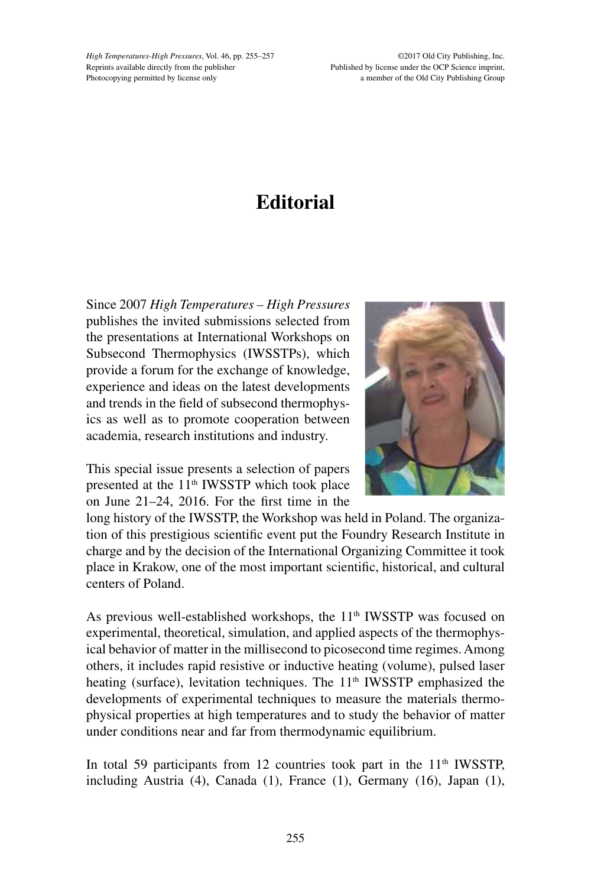# Editorial

Since 2007 *High Temperatures – High Pressures* publishes the invited submissions selected from the presentations at International Workshops on Subsecond Thermophysics (IWSSTPs), which provide a forum for the exchange of knowledge, experience and ideas on the latest developments and trends in the field of subsecond thermophysics as well as to promote cooperation between academia, research institutions and industry.

This special issue presents a selection of papers presented at the 11th IWSSTP which took place on June 21–24, 2016. For the first time in the long history of the IWSSTP, the Workshop was held in Poland. The organization of this prestigious scientific event put the Foundry Research Institute in charge and by the decision of the International Organizing Committee it took place in Krakow, one of the most important scientific, historical, and cultural centers of Poland.

As previous well-established workshops, the 11th IWSSTP was focused on experimental, theoretical, simulation, and applied aspects of the thermophysical behavior of matter in the millisecond to picosecond time regimes. Among others, it includes rapid resistive or inductive heating (volume), pulsed laser heating (surface), levitation techniques. The 11th IWSSTP emphasized the developments of experimental techniques to measure the materials thermophysical properties at high temperatures and to study the behavior of matter under conditions near and far from thermodynamic equilibrium.

In total 59 participants from 12 countries took part in the 11th IWSSTP, including Austria (4), Canada (1), France (1), Germany (16), Japan (1),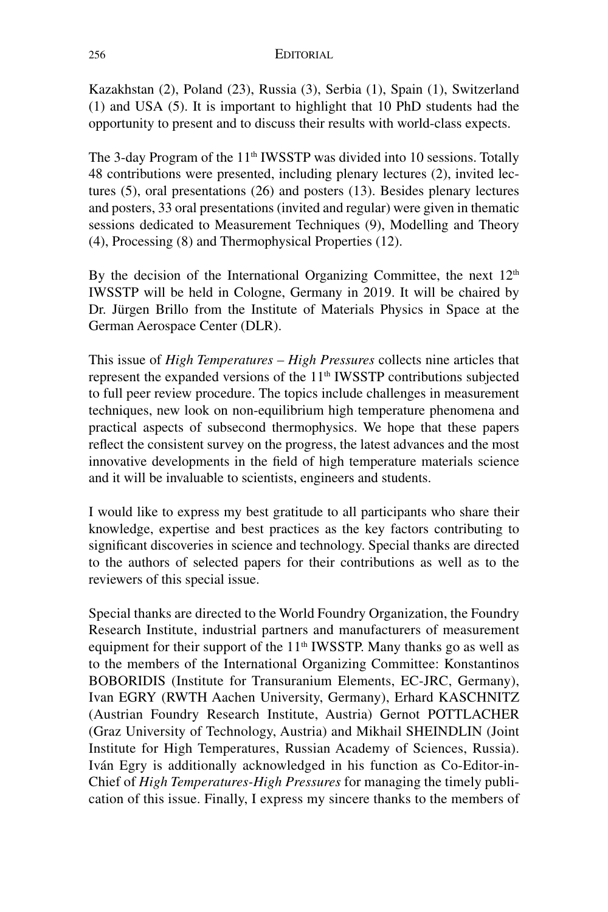Kazakhstan (2), Poland (23), Russia (3), Serbia (1), Spain (1), Switzerland (1) and USA (5). It is important to highlight that 10 PhD students had the opportunity to present and to discuss their results with world-class expects.

The 3-day Program of the 11th IWSSTP was divided into 10 sessions. Totally 48 contributions were presented, including plenary lectures (2), invited lectures (5), oral presentations (26) and posters (13). Besides plenary lectures and posters, 33 oral presentations (invited and regular) were given in thematic sessions dedicated to Measurement Techniques (9), Modelling and Theory (4), Processing (8) and Thermophysical Properties (12).

By the decision of the International Organizing Committee, the next 12th IWSSTP will be held in Cologne, Germany in 2019. It will be chaired by Dr. Jürgen Brillo from the Institute of Materials Physics in Space at the German Aerospace Center (DLR).

This issue of *High Temperatures – High Pressures* collects nine articles that represent the expanded versions of the 11th IWSSTP contributions subjected to full peer review procedure. The topics include challenges in measurement techniques, new look on non-equilibrium high temperature phenomena and practical aspects of subsecond thermophysics. We hope that these papers reflect the consistent survey on the progress, the latest advances and the most innovative developments in the field of high temperature materials science and it will be invaluable to scientists, engineers and students.

I would like to express my best gratitude to all participants who share their knowledge, expertise and best practices as the key factors contributing to significant discoveries in science and technology. Special thanks are directed to the authors of selected papers for their contributions as well as to the reviewers of this special issue.

Special thanks are directed to the World Foundry Organization, the Foundry Research Institute, industrial partners and manufacturers of measurement equipment for their support of the 11th IWSSTP. Many thanks go as well as to the members of the International Organizing Committee: Konstantinos BOBORIDIS (Institute for Transuranium Elements, EC-JRC, Germany), Ivan EGRY (RWTH Aachen University, Germany), Erhard KASCHNITZ (Austrian Foundry Research Institute, Austria) Gernot POTTLACHER (Graz University of Technology, Austria) and Mikhail SHEINDLIN (Joint Institute for High Temperatures, Russian Academy of Sciences, Russia). Iván Egry is additionally acknowledged in his function as Co-Editor-in-Chief of *High Temperatures-High Pressures* for managing the timely publication of this issue. Finally, I express my sincere thanks to the members of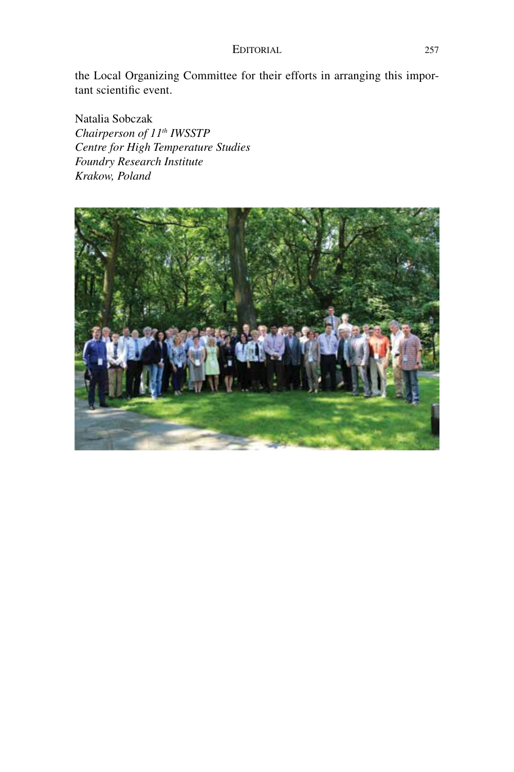the Local Organizing Committee for their efforts in arranging this important scientific event.

Natalia Sobczak
*Chairperson of 11th IWSSTP*
*Centre for High Temperature Studies*
*Foundry Research Institute*
*Krakow, Poland*